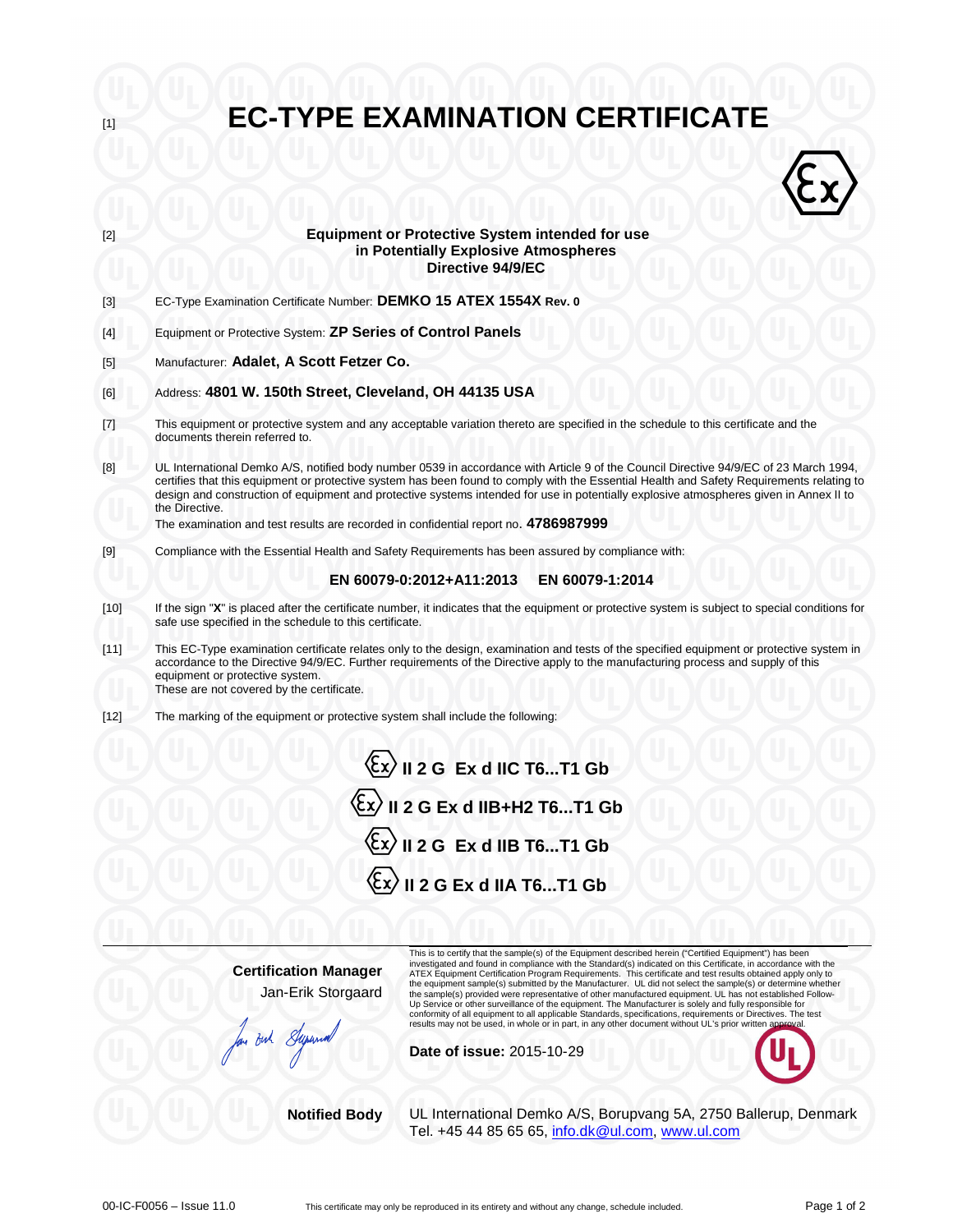[1]

# EC-TYPE EXAMINATION CERTIFICATE

[2] **Equipment or Protective System intended for use in Potentially Explosive Atmospheres Directive 94/9/EC**

[3] EC-Type Examination Certificate Number: **DEMKO 15 ATEX 1554X Rev. 0**

[4] Equipment or Protective System: **ZP Series of Control Panels**

[5] Manufacturer: **Adalet, A Scott Fetzer Co.**

[6] Address: **4801 W. 150th Street, Cleveland, OH 44135 USA**

[7] This equipment or protective system and any acceptable variation thereto are specified in the schedule to this certificate and the documents therein referred to.

[8] UL International Demko A/S, notified body number 0539 in accordance with Article 9 of the Council Directive 94/9/EC of 23 March 1994, certifies that this equipment or protective system has been found to comply with the Essential Health and Safety Requirements relating to design and construction of equipment and protective systems intended for use in potentially explosive atmospheres given in Annex II to the Directive.
The examination and test results are recorded in confidential report no. **4786987999**

[9] Compliance with the Essential Health and Safety Requirements has been assured by compliance with:

**EN 60079-0:2012+A11:2013 EN 60079-1:2014**

[10] If the sign "**X**" is placed after the certificate number, it indicates that the equipment or protective system is subject to special conditions for safe use specified in the schedule to this certificate.

[11] This EC-Type examination certificate relates only to the design, examination and tests of the specified equipment or protective system in accordance to the Directive 94/9/EC. Further requirements of the Directive apply to the manufacturing process and supply of this equipment or protective system.
These are not covered by the certificate.

[12] The marking of the equipment or protective system shall include the following:

**Ex II 2 G Ex d IIC T6...T1 Gb**

**Ex II 2 G Ex d IIB+H2 T6...T1 Gb**

**Ex II 2 G Ex d IIB T6...T1 Gb**

**Ex II 2 G Ex d IIA T6...T1 Gb**

---

**Certification Manager**
Jan-Erik Storgaard

This is to certify that the sample(s) of the Equipment described herein ("Certified Equipment") has been investigated and found in compliance with the Standard(s) indicated on this Certificate, in accordance with the ATEX Equipment Certification Program Requirements. This certificate and test results obtained apply only to the equipment sample(s) submitted by the Manufacturer. UL did not select the sample(s) or determine whether the sample(s) provided were representative of other manufactured equipment. UL has not established Follow-Up Service or other surveillance of the equipment. The Manufacturer is solely and fully responsible for conformity of all equipment to all applicable Standards, specifications, requirements or Directives. The test results may not be used, in whole or in part, in any other document without UL's prior written approval.

**Date of issue:** 2015-10-29

**Notified Body** UL International Demko A/S, Borupvang 5A, 2750 Ballerup, Denmark
Tel. +45 44 85 65 65, info.dk@ul.com, www.ul.com

00-IC-F0056 – Issue 11.0 This certificate may only be reproduced in its entirety and without any change, schedule included.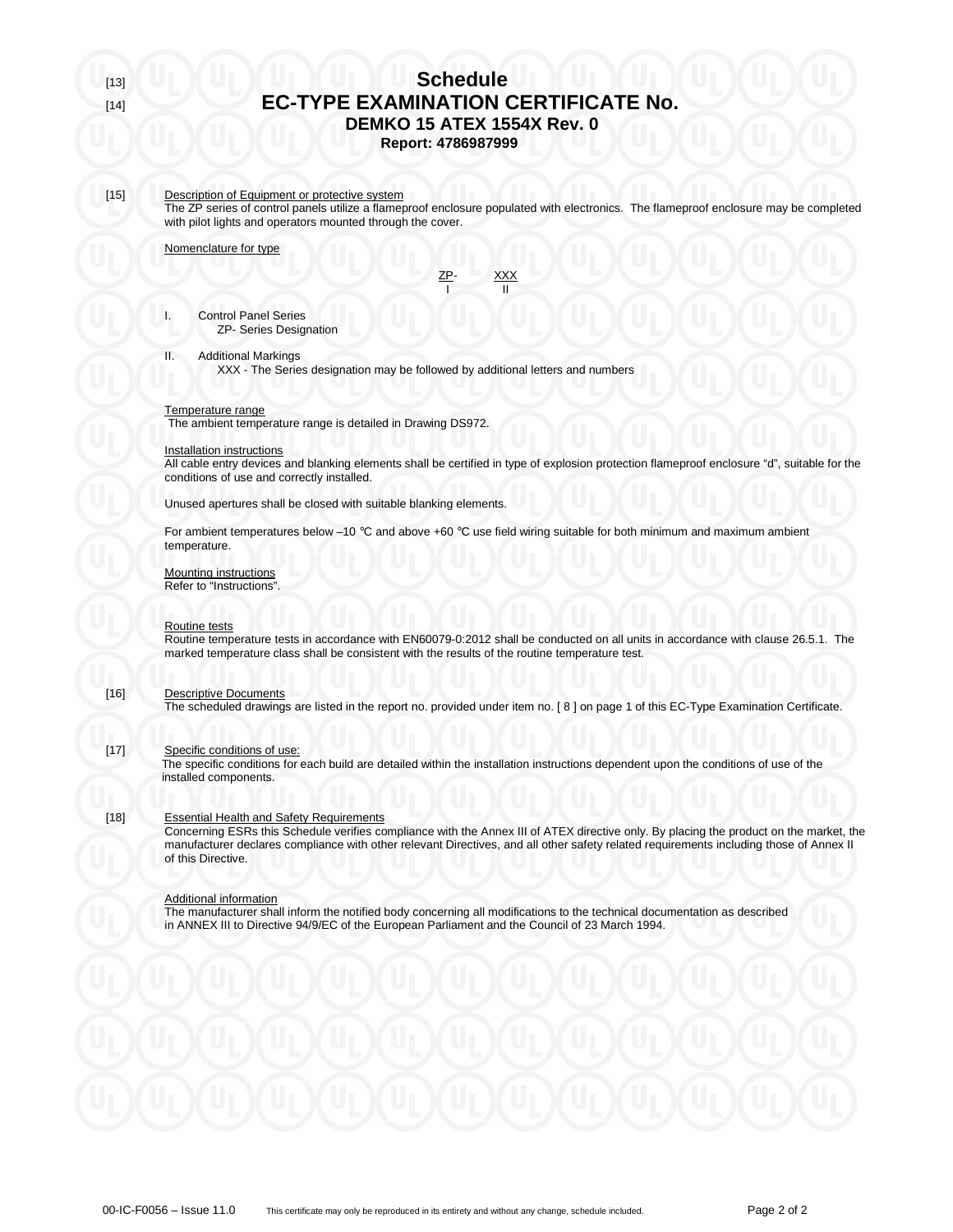[13] **Schedule**

[14] **EC-TYPE EXAMINATION CERTIFICATE No.**

**DEMKO 15 ATEX 1554X Rev. 0**

**Report: 4786987999**

[15] Description of Equipment or protective system

The ZP series of control panels utilize a flameproof enclosure populated with electronics. The flameproof enclosure may be completed with pilot lights and operators mounted through the cover.

Nomenclature for type

ZP- XXX
I II

I. Control Panel Series
ZP- Series Designation

II. Additional Markings
XXX - The Series designation may be followed by additional letters and numbers

Temperature range

The ambient temperature range is detailed in Drawing DS972.

Installation instructions

All cable entry devices and blanking elements shall be certified in type of explosion protection flameproof enclosure "d", suitable for the conditions of use and correctly installed.

Unused apertures shall be closed with suitable blanking elements.

For ambient temperatures below –10 °C and above +60 °C use field wiring suitable for both minimum and maximum ambient temperature.

Mounting instructions

Refer to "Instructions".

Routine tests

Routine temperature tests in accordance with EN60079-0:2012 shall be conducted on all units in accordance with clause 26.5.1. The marked temperature class shall be consistent with the results of the routine temperature test.

[16] Descriptive Documents

The scheduled drawings are listed in the report no. provided under item no. [ 8 ] on page 1 of this EC-Type Examination Certificate.

[17] Specific conditions of use:

The specific conditions for each build are detailed within the installation instructions dependent upon the conditions of use of the installed components.

[18] Essential Health and Safety Requirements

Concerning ESRs this Schedule verifies compliance with the Annex III of ATEX directive only. By placing the product on the market, the manufacturer declares compliance with other relevant Directives, and all other safety related requirements including those of Annex II of this Directive.

Additional information

The manufacturer shall inform the notified body concerning all modifications to the technical documentation as described in ANNEX III to Directive 94/9/EC of the European Parliament and the Council of 23 March 1994.

00-IC-F0056 – Issue 11.0 This certificate may only be reproduced in its entirety and without any change, schedule included.